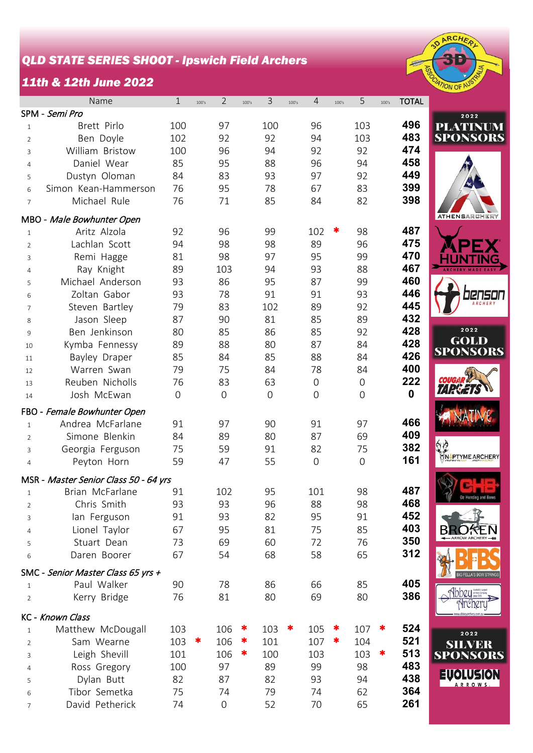# QLD STATE SERIES SHOOT - Ipswich Field Archers

## 11th & 12th June 2022

| | Name | 1 | 100's | 2 | 100's | 3 | 100's | 4 | 100's | 5 | 100's | TOTAL |
|---|---|---|---|---|---|---|---|---|---|---|---|---|
| **SPM - *Semi Pro*** | | | | | | | | | | | | |
| 1 | Brett Pirlo | 100 | | 97 | | 100 | | 96 | | 103 | | **496** |
| 2 | Ben Doyle | 102 | | 92 | | 92 | | 94 | | 103 | | **483** |
| 3 | William Bristow | 100 | | 96 | | 94 | | 92 | | 92 | | **474** |
| 4 | Daniel Wear | 85 | | 95 | | 88 | | 96 | | 94 | | **458** |
| 5 | Dustyn Oloman | 84 | | 83 | | 93 | | 97 | | 92 | | **449** |
| 6 | Simon Kean-Hammerson | 76 | | 95 | | 78 | | 67 | | 83 | | **399** |
| 7 | Michael Rule | 76 | | 71 | | 85 | | 84 | | 82 | | **398** |
| **MBO - *Male Bowhunter Open*** | | | | | | | | | | | | |
| 1 | Aritz Alzola | 92 | | 96 | | 99 | | 102 | * | 98 | | **487** |
| 2 | Lachlan Scott | 94 | | 98 | | 98 | | 89 | | 96 | | **475** |
| 3 | Remi Hagge | 81 | | 98 | | 97 | | 95 | | 99 | | **470** |
| 4 | Ray Knight | 89 | | 103 | | 94 | | 93 | | 88 | | **467** |
| 5 | Michael Anderson | 93 | | 86 | | 95 | | 87 | | 99 | | **460** |
| 6 | Zoltan Gabor | 93 | | 78 | | 91 | | 91 | | 93 | | **446** |
| 7 | Steven Bartley | 79 | | 83 | | 102 | | 89 | | 92 | | **445** |
| 8 | Jason Sleep | 87 | | 90 | | 81 | | 85 | | 89 | | **432** |
| 9 | Ben Jenkinson | 80 | | 85 | | 86 | | 85 | | 92 | | **428** |
| 10 | Kymba Fennessy | 89 | | 88 | | 80 | | 87 | | 84 | | **428** |
| 11 | Bayley Draper | 85 | | 84 | | 85 | | 88 | | 84 | | **426** |
| 12 | Warren Swan | 79 | | 75 | | 84 | | 78 | | 84 | | **400** |
| 13 | Reuben Nicholls | 76 | | 83 | | 63 | | 0 | | 0 | | **222** |
| 14 | Josh McEwan | 0 | | 0 | | 0 | | 0 | | 0 | | **0** |
| **FBO - *Female Bowhunter Open*** | | | | | | | | | | | | |
| 1 | Andrea McFarlane | 91 | | 97 | | 90 | | 91 | | 97 | | **466** |
| 2 | Simone Blenkin | 84 | | 89 | | 80 | | 87 | | 69 | | **409** |
| 3 | Georgia Ferguson | 75 | | 59 | | 91 | | 82 | | 75 | | **382** |
| 4 | Peyton Horn | 59 | | 47 | | 55 | | 0 | | 0 | | **161** |
| **MSR - *Master Senior Class 50 - 64 yrs*** | | | | | | | | | | | | |
| 1 | Brian McFarlane | 91 | | 102 | | 95 | | 101 | | 98 | | **487** |
| 2 | Chris Smith | 93 | | 93 | | 96 | | 88 | | 98 | | **468** |
| 3 | Ian Ferguson | 91 | | 93 | | 82 | | 95 | | 91 | | **452** |
| 4 | Lionel Taylor | 67 | | 95 | | 81 | | 75 | | 85 | | **403** |
| 5 | Stuart Dean | 73 | | 69 | | 60 | | 72 | | 76 | | **350** |
| 6 | Daren Boorer | 67 | | 54 | | 68 | | 58 | | 65 | | **312** |
| **SMC - *Senior Master Class 65 yrs +*** | | | | | | | | | | | | |
| 1 | Paul Walker | 90 | | 78 | | 86 | | 66 | | 85 | | **405** |
| 2 | Kerry Bridge | 76 | | 81 | | 80 | | 69 | | 80 | | **386** |
| **KC - *Known Class*** | | | | | | | | | | | | |
| 1 | Matthew McDougall | 103 | | 106 | * | 103 | * | 105 | * | 107 | * | **524** |
| 2 | Sam Wearne | 103 | * | 106 | * | 101 | | 107 | * | 104 | | **521** |
| 3 | Leigh Shevill | 101 | | 106 | * | 100 | | 103 | | 103 | * | **513** |
| 4 | Ross Gregory | 100 | | 97 | | 89 | | 99 | | 98 | | **483** |
| 5 | Dylan Butt | 82 | | 87 | | 82 | | 93 | | 94 | | **438** |
| 6 | Tibor Semetka | 75 | | 74 | | 79 | | 74 | | 62 | | **364** |
| 7 | David Petherick | 74 | | 0 | | 52 | | 70 | | 65 | | **261** |

**2022 PLATINUM SPONSORS**

ATHENS ARCHERY

APEX HUNTING — ARCHERY MADE EASY

benson ARCHERY

**2022 GOLD SPONSORS**

COUGAR TARGETS

NATIVE

NAPTYME ARCHERY

CHB Oz Hunting and Bows

BROKEN ARROW ARCHERY

BFBS BIG FELLA'S BOW STRINGS

Abbey Archery

**2022 SILVER SPONSORS**

EVOLUSION ARROWS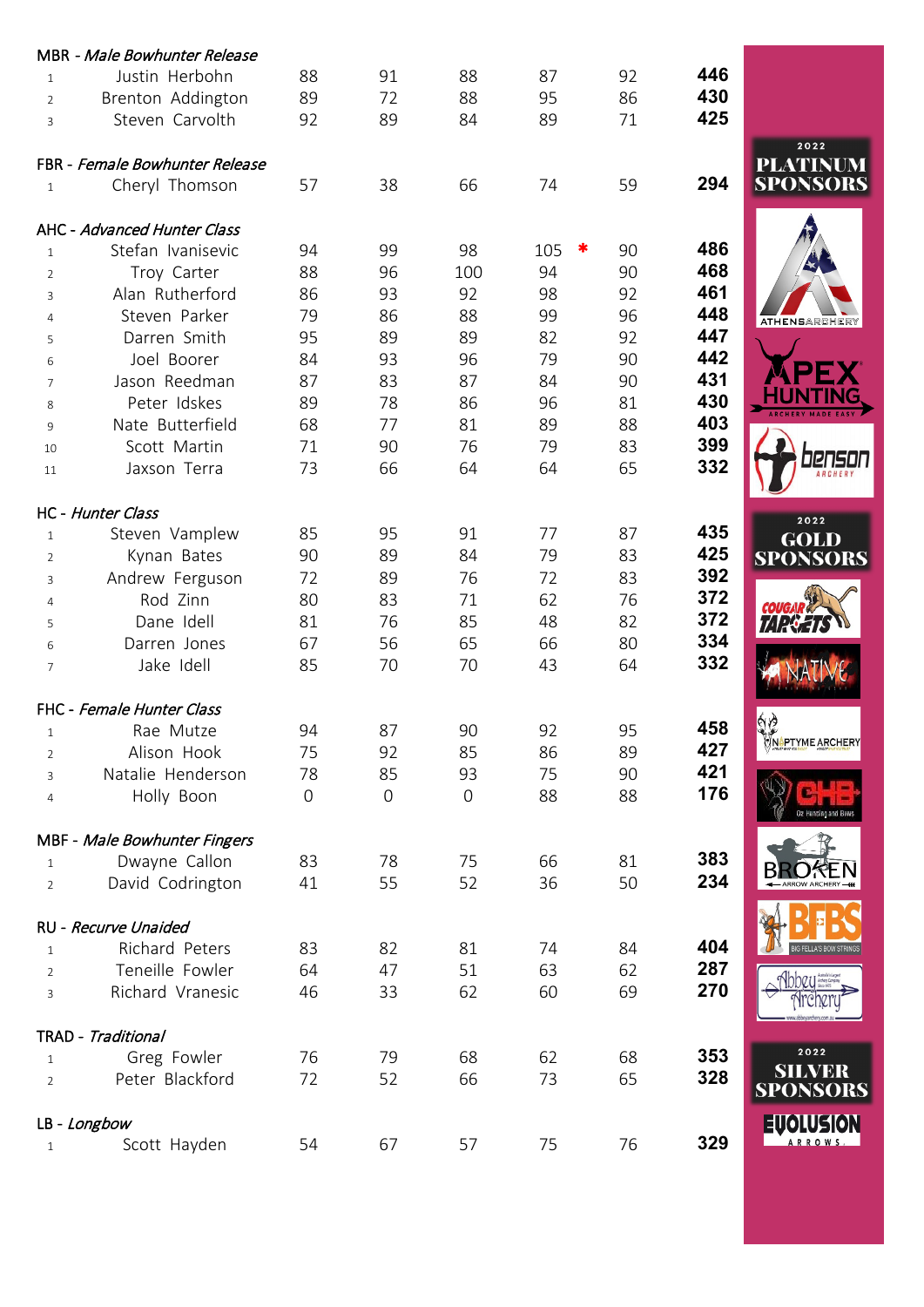**MBR** - *Male Bowhunter Release*

| | | | | | | | |
|---|---|---|---|---|---|---|---|
| 1 | Justin Herbohn | 88 | 91 | 88 | 87 | 92 | **446** |
| 2 | Brenton Addington | 89 | 72 | 88 | 95 | 86 | **430** |
| 3 | Steven Carvolth | 92 | 89 | 84 | 89 | 71 | **425** |

**FBR** - *Female Bowhunter Release*

| | | | | | | | |
|---|---|---|---|---|---|---|---|
| 1 | Cheryl Thomson | 57 | 38 | 66 | 74 | 59 | **294** |

**AHC** - *Advanced Hunter Class*

| | | | | | | | |
|---|---|---|---|---|---|---|---|
| 1 | Stefan Ivanisevic | 94 | 99 | 98 | 105 * | 90 | **486** |
| 2 | Troy Carter | 88 | 96 | 100 | 94 | 90 | **468** |
| 3 | Alan Rutherford | 86 | 93 | 92 | 98 | 92 | **461** |
| 4 | Steven Parker | 79 | 86 | 88 | 99 | 96 | **448** |
| 5 | Darren Smith | 95 | 89 | 89 | 82 | 92 | **447** |
| 6 | Joel Boorer | 84 | 93 | 96 | 79 | 90 | **442** |
| 7 | Jason Reedman | 87 | 83 | 87 | 84 | 90 | **431** |
| 8 | Peter Idskes | 89 | 78 | 86 | 96 | 81 | **430** |
| 9 | Nate Butterfield | 68 | 77 | 81 | 89 | 88 | **403** |
| 10 | Scott Martin | 71 | 90 | 76 | 79 | 83 | **399** |
| 11 | Jaxson Terra | 73 | 66 | 64 | 64 | 65 | **332** |

**HC** - *Hunter Class*

| | | | | | | | |
|---|---|---|---|---|---|---|---|
| 1 | Steven Vamplew | 85 | 95 | 91 | 77 | 87 | **435** |
| 2 | Kynan Bates | 90 | 89 | 84 | 79 | 83 | **425** |
| 3 | Andrew Ferguson | 72 | 89 | 76 | 72 | 83 | **392** |
| 4 | Rod Zinn | 80 | 83 | 71 | 62 | 76 | **372** |
| 5 | Dane Idell | 81 | 76 | 85 | 48 | 82 | **372** |
| 6 | Darren Jones | 67 | 56 | 65 | 66 | 80 | **334** |
| 7 | Jake Idell | 85 | 70 | 70 | 43 | 64 | **332** |

**FHC** - *Female Hunter Class*

| | | | | | | | |
|---|---|---|---|---|---|---|---|
| 1 | Rae Mutze | 94 | 87 | 90 | 92 | 95 | **458** |
| 2 | Alison Hook | 75 | 92 | 85 | 86 | 89 | **427** |
| 3 | Natalie Henderson | 78 | 85 | 93 | 75 | 90 | **421** |
| 4 | Holly Boon | 0 | 0 | 0 | 88 | 88 | **176** |

**MBF** - *Male Bowhunter Fingers*

| | | | | | | | |
|---|---|---|---|---|---|---|---|
| 1 | Dwayne Callon | 83 | 78 | 75 | 66 | 81 | **383** |
| 2 | David Codrington | 41 | 55 | 52 | 36 | 50 | **234** |

**RU** - *Recurve Unaided*

| | | | | | | | |
|---|---|---|---|---|---|---|---|
| 1 | Richard Peters | 83 | 82 | 81 | 74 | 84 | **404** |
| 2 | Teneille Fowler | 64 | 47 | 51 | 63 | 62 | **287** |
| 3 | Richard Vranesic | 46 | 33 | 62 | 60 | 69 | **270** |

**TRAD** - *Traditional*

| | | | | | | | |
|---|---|---|---|---|---|---|---|
| 1 | Greg Fowler | 76 | 79 | 68 | 62 | 68 | **353** |
| 2 | Peter Blackford | 72 | 52 | 66 | 73 | 65 | **328** |

**LB** - *Longbow*

| | | | | | | | |
|---|---|---|---|---|---|---|---|
| 1 | Scott Hayden | 54 | 67 | 57 | 75 | 76 | **329** |

**2022 PLATINUM SPONSORS**

ATHENS ARCHERY, APEX HUNTING, benson ARCHERY

**2022 GOLD SPONSORS**

COUGAR TARGETS, NATIVE, NAPTYME ARCHERY, CHB Oz Hunting and Bows, BROKEN ARROW ARCHERY, BFBS BIG FELLA'S BOW STRINGS, Abbey Archery

**2022 SILVER SPONSORS**

EVOLUSION ARROWS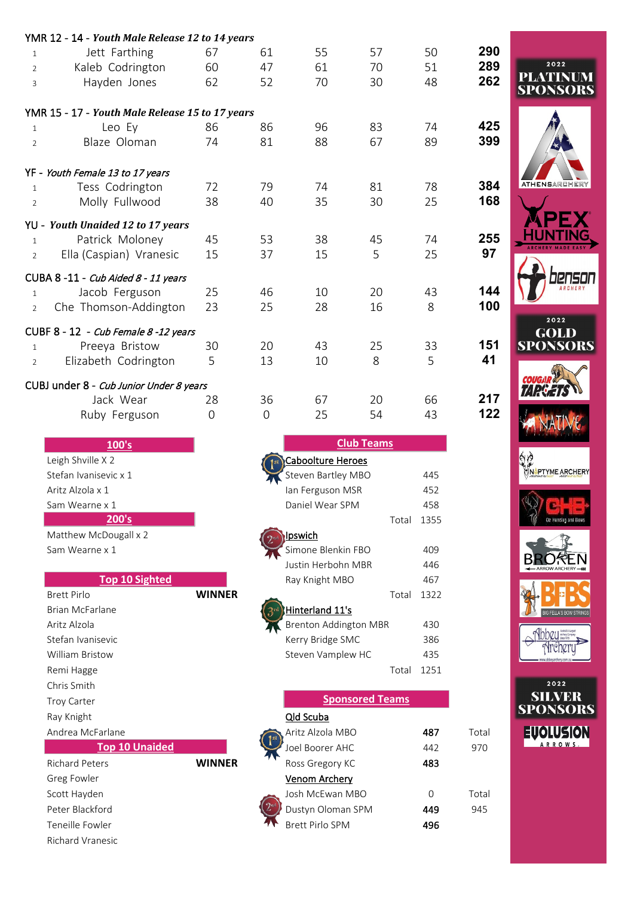| | | | | | | | |
|---|---|---|---|---|---|---|---|
| **YMR 12 - 14 - *Youth Male Release 12 to 14 years*** | | | | | | | |
| 1 | Jett Farthing | 67 | 61 | 55 | 57 | 50 | **290** |
| 2 | Kaleb Codrington | 60 | 47 | 61 | 70 | 51 | **289** |
| 3 | Hayden Jones | 62 | 52 | 70 | 30 | 48 | **262** |
| **YMR 15 - 17 - *Youth Male Release 15 to 17 years*** | | | | | | | |
| 1 | Leo Ey | 86 | 86 | 96 | 83 | 74 | **425** |
| 2 | Blaze Oloman | 74 | 81 | 88 | 67 | 89 | **399** |
| YF - *Youth Female 13 to 17 years* | | | | | | | |
| 1 | Tess Codrington | 72 | 79 | 74 | 81 | 78 | **384** |
| 2 | Molly Fullwood | 38 | 40 | 35 | 30 | 25 | **168** |
| YU - ***Youth Unaided 12 to 17 years*** | | | | | | | |
| 1 | Patrick Moloney | 45 | 53 | 38 | 45 | 74 | **255** |
| 2 | Ella (Caspian) Vranesic | 15 | 37 | 15 | 5 | 25 | **97** |
| CUBA 8 -11 - *Cub Aided 8 - 11 years* | | | | | | | |
| 1 | Jacob Ferguson | 25 | 46 | 10 | 20 | 43 | **144** |
| 2 | Che Thomson-Addington | 23 | 25 | 28 | 16 | 8 | **100** |
| CUBF 8 - 12 - *Cub Female 8 -12 years* | | | | | | | |
| 1 | Preeya Bristow | 30 | 20 | 43 | 25 | 33 | **151** |
| 2 | Elizabeth Codrington | 5 | 13 | 10 | 8 | 5 | **41** |
| CUBJ under 8 - *Cub Junior Under 8 years* | | | | | | | |
| | Jack Wear | 28 | 36 | 67 | 20 | 66 | **217** |
| | Ruby Ferguson | 0 | 0 | 25 | 54 | 43 | **122** |

**100's**

Leigh Shville X 2
Stefan Ivanisevic x 1
Aritz Alzola x 1
Sam Wearne x 1

**200's**

Matthew McDougall x 2
Sam Wearne x 1

**Top 10 Sighted**

| | |
|---|---|
| Brett Pirlo | **WINNER** |
| Brian McFarlane | |
| Aritz Alzola | |
| Stefan Ivanisevic | |
| William Bristow | |
| Remi Hagge | |
| Chris Smith | |
| Troy Carter | |
| Ray Knight | |
| Andrea McFarlane | |

**Top 10 Unaided**

| | |
|---|---|
| Richard Peters | **WINNER** |
| Greg Fowler | |
| Scott Hayden | |
| Peter Blackford | |
| Teneille Fowler | |
| Richard Vranesic | |

**Club Teams**

| | | |
|---|---|---|
| 1st | **Caboolture Heroes** | |
| | Steven Bartley MBO | 445 |
| | Ian Ferguson MSR | 452 |
| | Daniel Wear SPM | 458 |
| | Total | 1355 |
| 2nd | **Ipswich** | |
| | Simone Blenkin FBO | 409 |
| | Justin Herbohn MBR | 446 |
| | Ray Knight MBO | 467 |
| | Total | 1322 |
| 3rd | **Hinterland 11's** | |
| | Brenton Addington MBR | 430 |
| | Kerry Bridge SMC | 386 |
| | Steven Vamplew HC | 435 |
| | Total | 1251 |

**Sponsored Teams**

| | | | |
|---|---|---|---|
| 1st | **Qld Scuba** | | |
| | Aritz Alzola MBO | **487** | Total |
| | Joel Boorer AHC | 442 | 970 |
| | Ross Gregory KC | **483** | |
| 2nd | **Venom Archery** | | |
| | Josh McEwan MBO | 0 | Total |
| | Dustyn Oloman SPM | **449** | 945 |
| | Brett Pirlo SPM | **496** | |

2022 PLATINUM SPONSORS

ATHENS ARCHERY
APEX HUNTING ARCHERY MADE EASY
benson ARCHERY

2022 GOLD SPONSORS

COUGAR TARGETS
NATIVE
NAPTYME ARCHERY
OHB Oz Hunting and Bows
BROKEN ARROW ARCHERY
BFBS BIG FELLA'S BOW STRINGS
Abbey Archery

2022 SILVER SPONSORS

EVOLUSION ARROWS